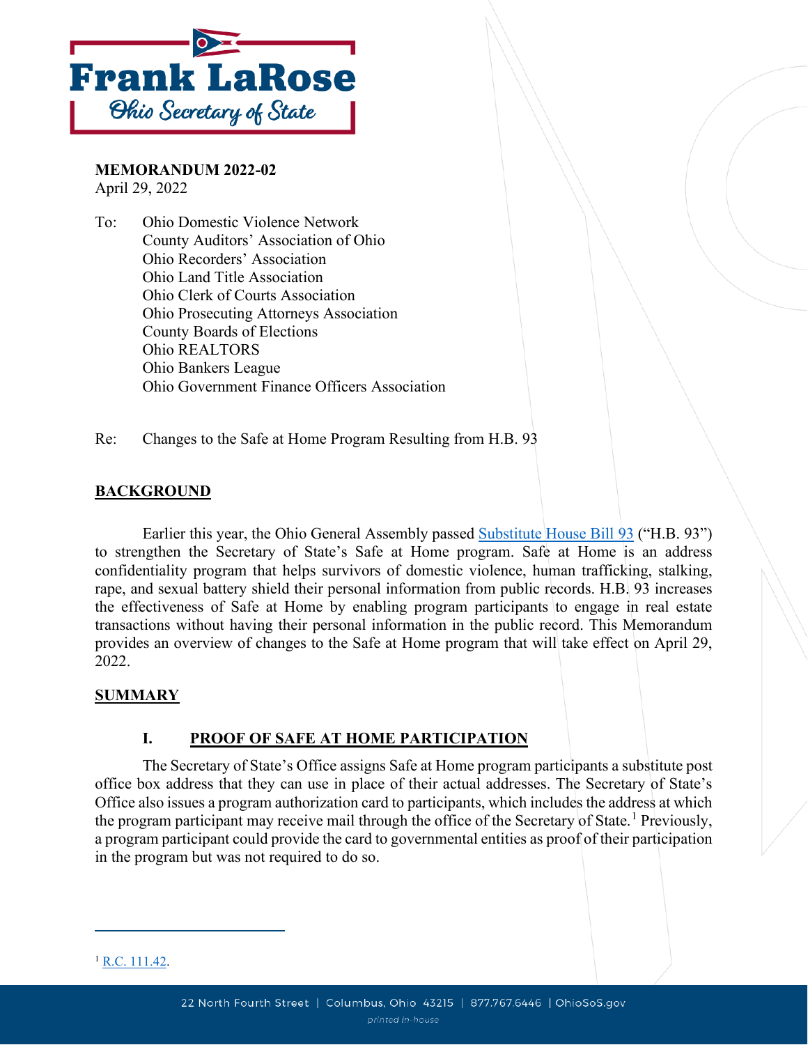Frank LaRose
Ohio Secretary of State

**MEMORANDUM 2022-02**
April 29, 2022

To: Ohio Domestic Violence Network
County Auditors' Association of Ohio
Ohio Recorders' Association
Ohio Land Title Association
Ohio Clerk of Courts Association
Ohio Prosecuting Attorneys Association
County Boards of Elections
Ohio REALTORS
Ohio Bankers League
Ohio Government Finance Officers Association

Re: Changes to the Safe at Home Program Resulting from H.B. 93

## BACKGROUND

Earlier this year, the Ohio General Assembly passed Substitute House Bill 93 ("H.B. 93") to strengthen the Secretary of State's Safe at Home program. Safe at Home is an address confidentiality program that helps survivors of domestic violence, human trafficking, stalking, rape, and sexual battery shield their personal information from public records. H.B. 93 increases the effectiveness of Safe at Home by enabling program participants to engage in real estate transactions without having their personal information in the public record. This Memorandum provides an overview of changes to the Safe at Home program that will take effect on April 29, 2022.

## SUMMARY

### I. PROOF OF SAFE AT HOME PARTICIPATION

The Secretary of State's Office assigns Safe at Home program participants a substitute post office box address that they can use in place of their actual addresses. The Secretary of State's Office also issues a program authorization card to participants, which includes the address at which the program participant may receive mail through the office of the Secretary of State.[1] Previously, a program participant could provide the card to governmental entities as proof of their participation in the program but was not required to do so.

[1] R.C. 111.42.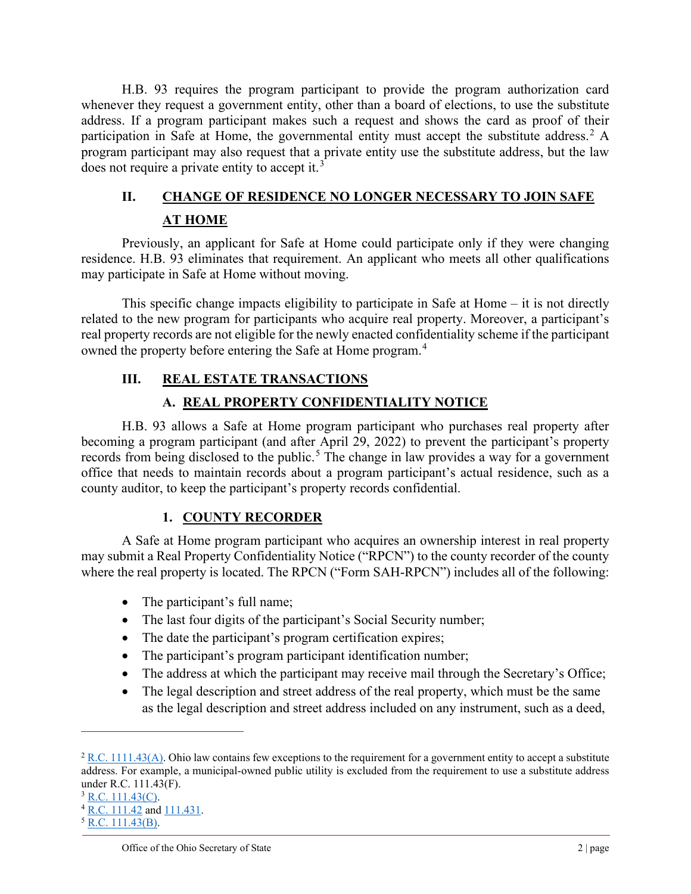H.B. 93 requires the program participant to provide the program authorization card whenever they request a government entity, other than a board of elections, to use the substitute address. If a program participant makes such a request and shows the card as proof of their participation in Safe at Home, the governmental entity must accept the substitute address.[2] A program participant may also request that a private entity use the substitute address, but the law does not require a private entity to accept it.[3]

## II. CHANGE OF RESIDENCE NO LONGER NECESSARY TO JOIN SAFE AT HOME

Previously, an applicant for Safe at Home could participate only if they were changing residence. H.B. 93 eliminates that requirement. An applicant who meets all other qualifications may participate in Safe at Home without moving.

This specific change impacts eligibility to participate in Safe at Home – it is not directly related to the new program for participants who acquire real property. Moreover, a participant's real property records are not eligible for the newly enacted confidentiality scheme if the participant owned the property before entering the Safe at Home program.[4]

## III. REAL ESTATE TRANSACTIONS

### A. REAL PROPERTY CONFIDENTIALITY NOTICE

H.B. 93 allows a Safe at Home program participant who purchases real property after becoming a program participant (and after April 29, 2022) to prevent the participant's property records from being disclosed to the public.[5] The change in law provides a way for a government office that needs to maintain records about a program participant's actual residence, such as a county auditor, to keep the participant's property records confidential.

#### 1. COUNTY RECORDER

A Safe at Home program participant who acquires an ownership interest in real property may submit a Real Property Confidentiality Notice ("RPCN") to the county recorder of the county where the real property is located. The RPCN ("Form SAH-RPCN") includes all of the following:

- The participant's full name;
- The last four digits of the participant's Social Security number;
- The date the participant's program certification expires;
- The participant's program participant identification number;
- The address at which the participant may receive mail through the Secretary's Office;
- The legal description and street address of the real property, which must be the same as the legal description and street address included on any instrument, such as a deed,

---

[2] R.C. 1111.43(A). Ohio law contains few exceptions to the requirement for a government entity to accept a substitute address. For example, a municipal-owned public utility is excluded from the requirement to use a substitute address under R.C. 111.43(F).

[3] R.C. 111.43(C).

[4] R.C. 111.42 and 111.431.

[5] R.C. 111.43(B).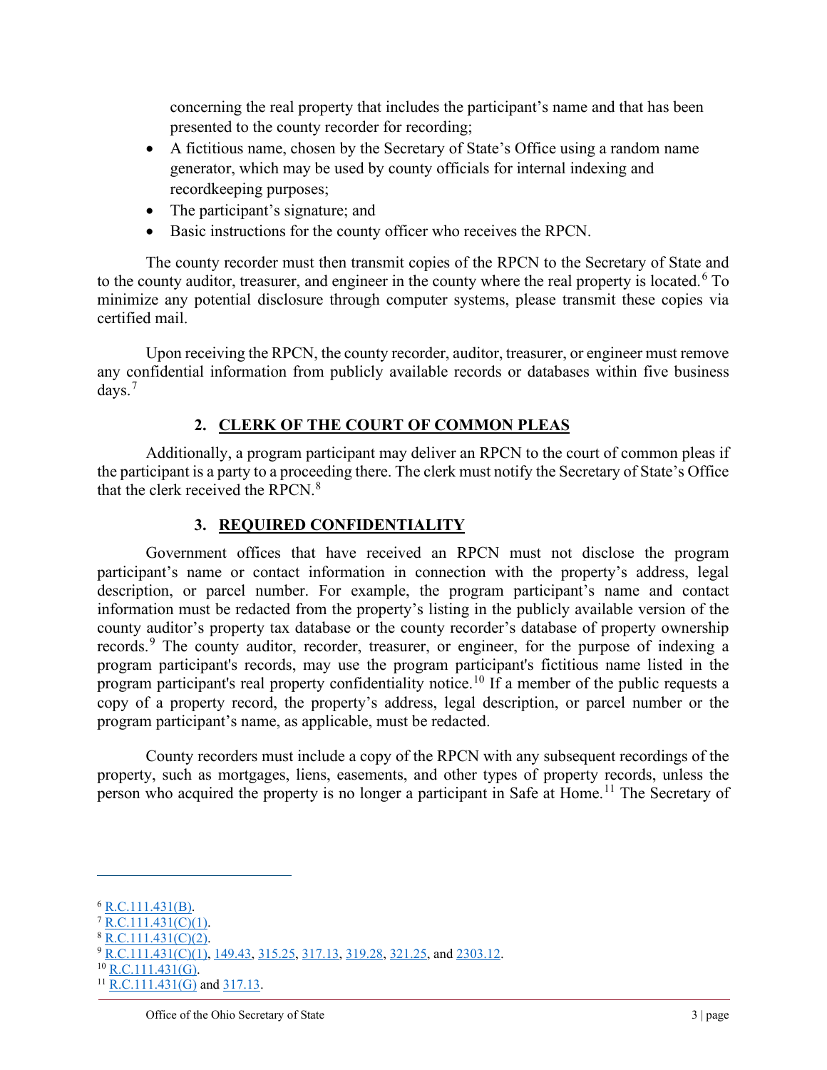concerning the real property that includes the participant's name and that has been presented to the county recorder for recording;

- A fictitious name, chosen by the Secretary of State's Office using a random name generator, which may be used by county officials for internal indexing and recordkeeping purposes;
- The participant's signature; and
- Basic instructions for the county officer who receives the RPCN.

The county recorder must then transmit copies of the RPCN to the Secretary of State and to the county auditor, treasurer, and engineer in the county where the real property is located.[6] To minimize any potential disclosure through computer systems, please transmit these copies via certified mail.

Upon receiving the RPCN, the county recorder, auditor, treasurer, or engineer must remove any confidential information from publicly available records or databases within five business days.[7]

## 2. CLERK OF THE COURT OF COMMON PLEAS

Additionally, a program participant may deliver an RPCN to the court of common pleas if the participant is a party to a proceeding there. The clerk must notify the Secretary of State's Office that the clerk received the RPCN.[8]

## 3. REQUIRED CONFIDENTIALITY

Government offices that have received an RPCN must not disclose the program participant's name or contact information in connection with the property's address, legal description, or parcel number. For example, the program participant's name and contact information must be redacted from the property's listing in the publicly available version of the county auditor's property tax database or the county recorder's database of property ownership records.[9] The county auditor, recorder, treasurer, or engineer, for the purpose of indexing a program participant's records, may use the program participant's fictitious name listed in the program participant's real property confidentiality notice.[10] If a member of the public requests a copy of a property record, the property's address, legal description, or parcel number or the program participant's name, as applicable, must be redacted.

County recorders must include a copy of the RPCN with any subsequent recordings of the property, such as mortgages, liens, easements, and other types of property records, unless the person who acquired the property is no longer a participant in Safe at Home.[11] The Secretary of

---

[6] R.C.111.431(B).
[7] R.C.111.431(C)(1).
[8] R.C.111.431(C)(2).
[9] R.C.111.431(C)(1), 149.43, 315.25, 317.13, 319.28, 321.25, and 2303.12.
[10] R.C.111.431(G).
[11] R.C.111.431(G) and 317.13.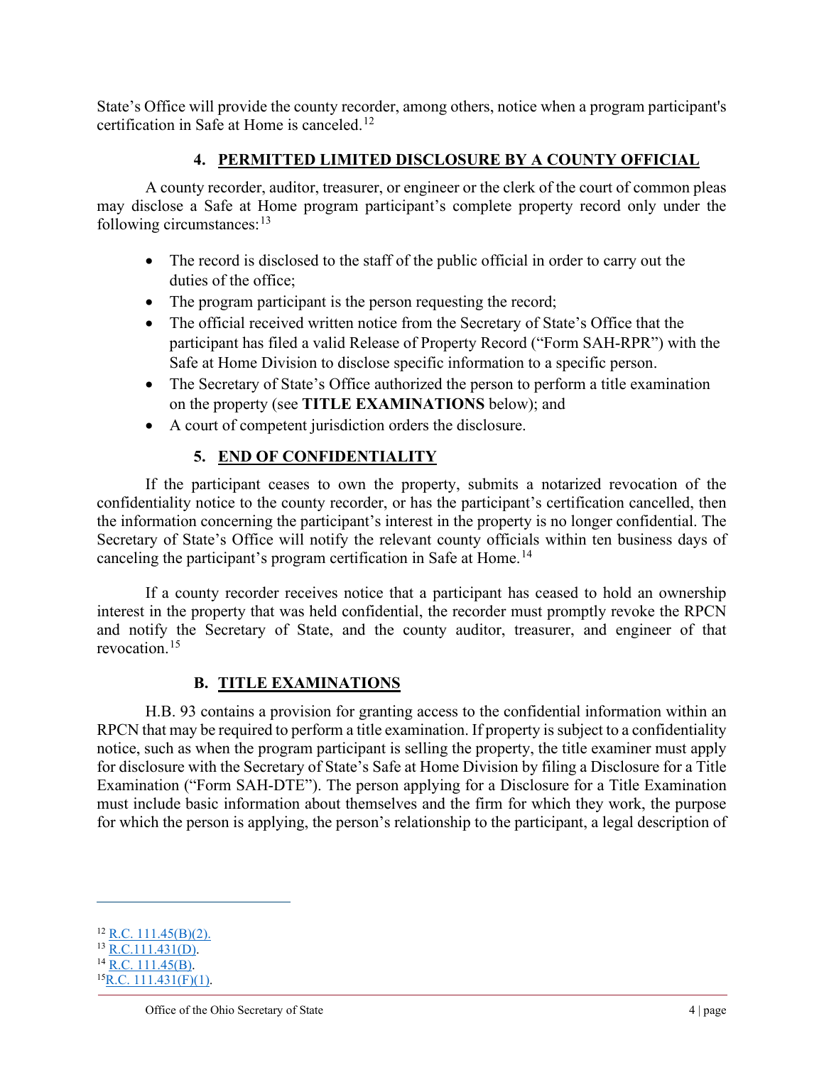State's Office will provide the county recorder, among others, notice when a program participant's certification in Safe at Home is canceled.[12]

### 4. PERMITTED LIMITED DISCLOSURE BY A COUNTY OFFICIAL

A county recorder, auditor, treasurer, or engineer or the clerk of the court of common pleas may disclose a Safe at Home program participant's complete property record only under the following circumstances:[13]

- The record is disclosed to the staff of the public official in order to carry out the duties of the office;
- The program participant is the person requesting the record;
- The official received written notice from the Secretary of State's Office that the participant has filed a valid Release of Property Record ("Form SAH-RPR") with the Safe at Home Division to disclose specific information to a specific person.
- The Secretary of State's Office authorized the person to perform a title examination on the property (see **TITLE EXAMINATIONS** below); and
- A court of competent jurisdiction orders the disclosure.

### 5. END OF CONFIDENTIALITY

If the participant ceases to own the property, submits a notarized revocation of the confidentiality notice to the county recorder, or has the participant's certification cancelled, then the information concerning the participant's interest in the property is no longer confidential. The Secretary of State's Office will notify the relevant county officials within ten business days of canceling the participant's program certification in Safe at Home.[14]

If a county recorder receives notice that a participant has ceased to hold an ownership interest in the property that was held confidential, the recorder must promptly revoke the RPCN and notify the Secretary of State, and the county auditor, treasurer, and engineer of that revocation.[15]

## B. TITLE EXAMINATIONS

H.B. 93 contains a provision for granting access to the confidential information within an RPCN that may be required to perform a title examination. If property is subject to a confidentiality notice, such as when the program participant is selling the property, the title examiner must apply for disclosure with the Secretary of State's Safe at Home Division by filing a Disclosure for a Title Examination ("Form SAH-DTE"). The person applying for a Disclosure for a Title Examination must include basic information about themselves and the firm for which they work, the purpose for which the person is applying, the person's relationship to the participant, a legal description of

---

[12] R.C. 111.45(B)(2).
[13] R.C.111.431(D).
[14] R.C. 111.45(B).
[15] R.C. 111.431(F)(1).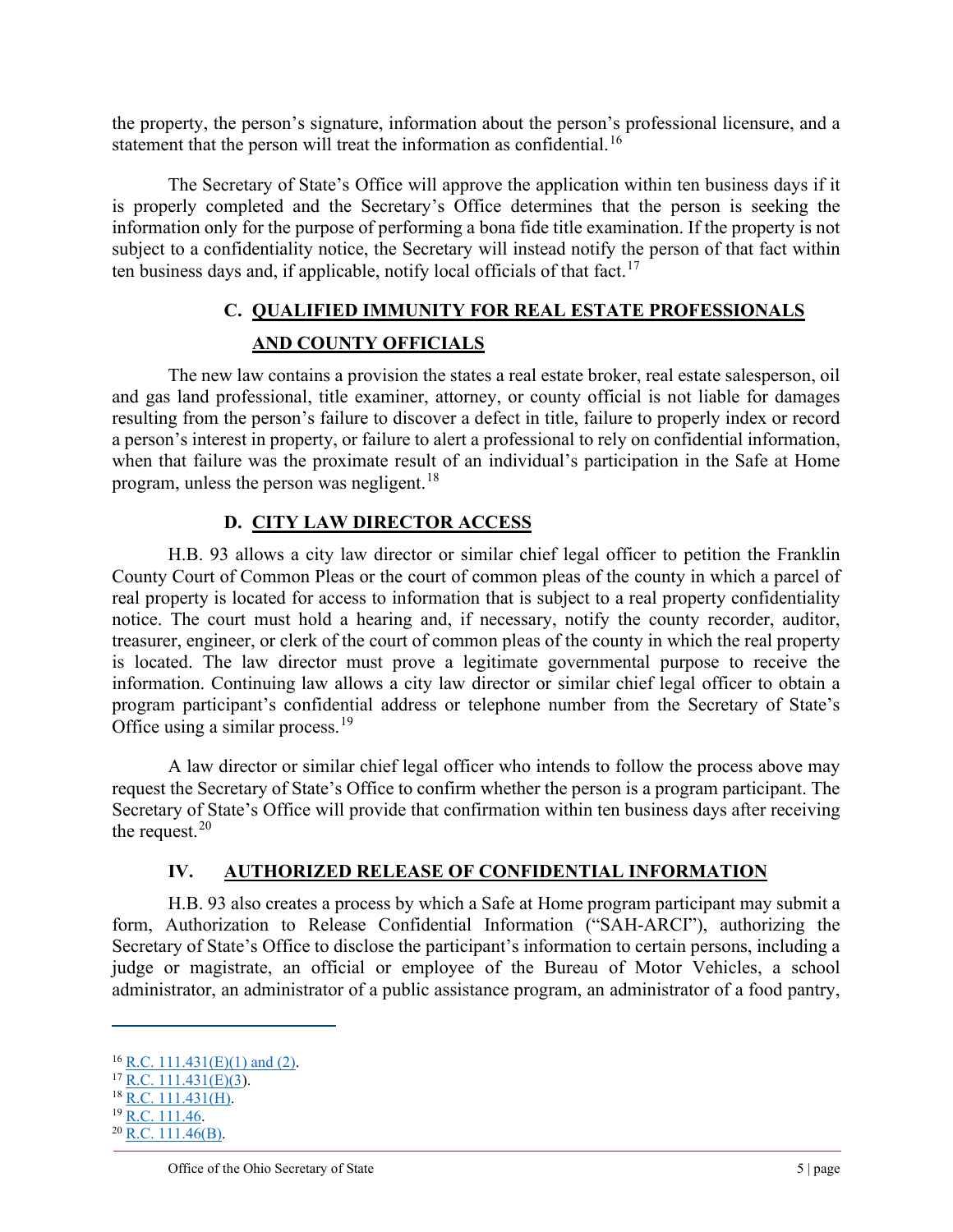the property, the person's signature, information about the person's professional licensure, and a statement that the person will treat the information as confidential.[16]

The Secretary of State's Office will approve the application within ten business days if it is properly completed and the Secretary's Office determines that the person is seeking the information only for the purpose of performing a bona fide title examination. If the property is not subject to a confidentiality notice, the Secretary will instead notify the person of that fact within ten business days and, if applicable, notify local officials of that fact.[17]

### C. QUALIFIED IMMUNITY FOR REAL ESTATE PROFESSIONALS AND COUNTY OFFICIALS

The new law contains a provision the states a real estate broker, real estate salesperson, oil and gas land professional, title examiner, attorney, or county official is not liable for damages resulting from the person's failure to discover a defect in title, failure to properly index or record a person's interest in property, or failure to alert a professional to rely on confidential information, when that failure was the proximate result of an individual's participation in the Safe at Home program, unless the person was negligent.[18]

### D. CITY LAW DIRECTOR ACCESS

H.B. 93 allows a city law director or similar chief legal officer to petition the Franklin County Court of Common Pleas or the court of common pleas of the county in which a parcel of real property is located for access to information that is subject to a real property confidentiality notice. The court must hold a hearing and, if necessary, notify the county recorder, auditor, treasurer, engineer, or clerk of the court of common pleas of the county in which the real property is located. The law director must prove a legitimate governmental purpose to receive the information. Continuing law allows a city law director or similar chief legal officer to obtain a program participant's confidential address or telephone number from the Secretary of State's Office using a similar process.[19]

A law director or similar chief legal officer who intends to follow the process above may request the Secretary of State's Office to confirm whether the person is a program participant. The Secretary of State's Office will provide that confirmation within ten business days after receiving the request.[20]

## IV. AUTHORIZED RELEASE OF CONFIDENTIAL INFORMATION

H.B. 93 also creates a process by which a Safe at Home program participant may submit a form, Authorization to Release Confidential Information ("SAH-ARCI"), authorizing the Secretary of State's Office to disclose the participant's information to certain persons, including a judge or magistrate, an official or employee of the Bureau of Motor Vehicles, a school administrator, an administrator of a public assistance program, an administrator of a food pantry,

---

[16] R.C. 111.431(E)(1) and (2).
[17] R.C. 111.431(E)(3).
[18] R.C. 111.431(H).
[19] R.C. 111.46.
[20] R.C. 111.46(B).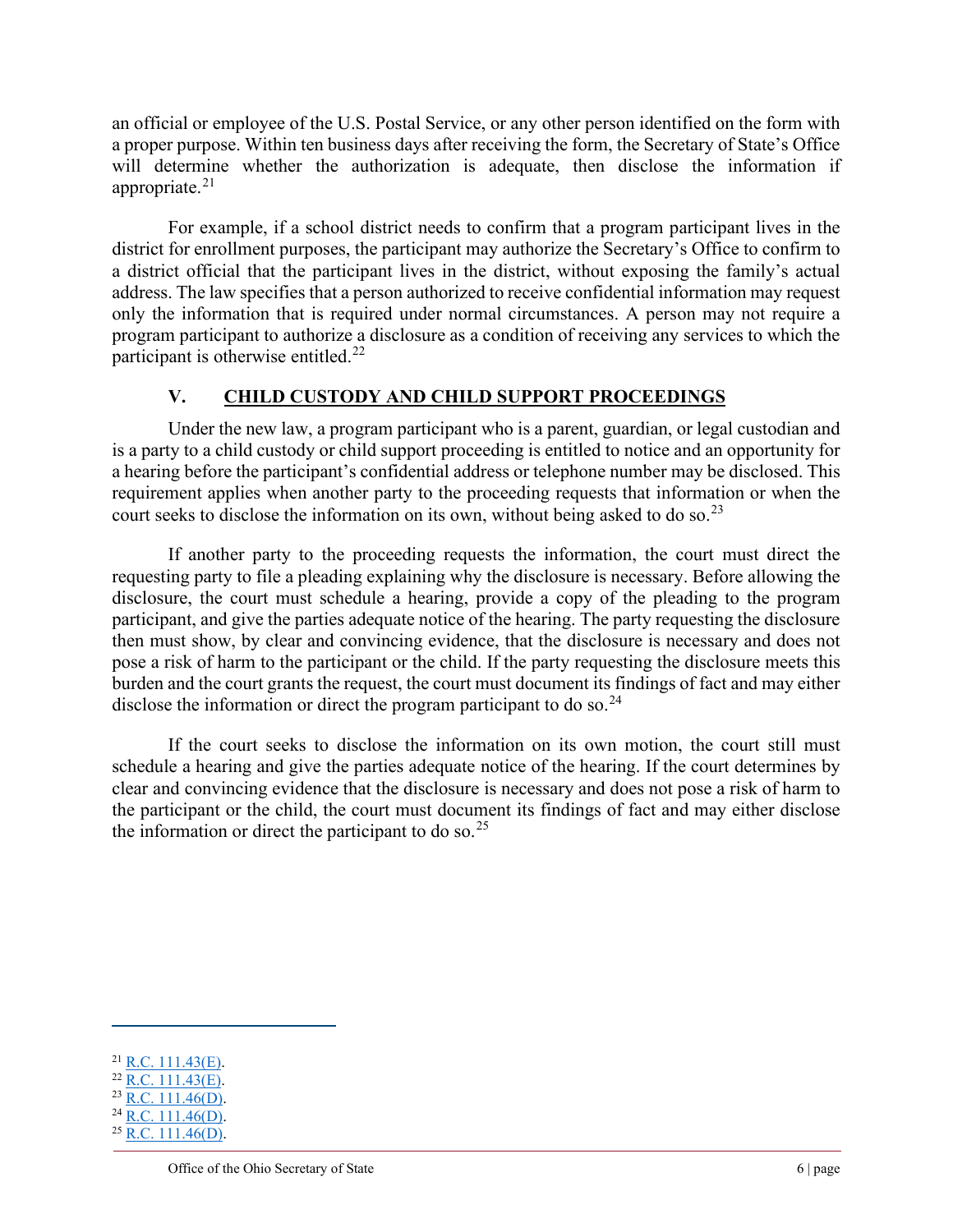an official or employee of the U.S. Postal Service, or any other person identified on the form with a proper purpose. Within ten business days after receiving the form, the Secretary of State's Office will determine whether the authorization is adequate, then disclose the information if appropriate.[21]

For example, if a school district needs to confirm that a program participant lives in the district for enrollment purposes, the participant may authorize the Secretary's Office to confirm to a district official that the participant lives in the district, without exposing the family's actual address. The law specifies that a person authorized to receive confidential information may request only the information that is required under normal circumstances. A person may not require a program participant to authorize a disclosure as a condition of receiving any services to which the participant is otherwise entitled.[22]

## V. CHILD CUSTODY AND CHILD SUPPORT PROCEEDINGS

Under the new law, a program participant who is a parent, guardian, or legal custodian and is a party to a child custody or child support proceeding is entitled to notice and an opportunity for a hearing before the participant's confidential address or telephone number may be disclosed. This requirement applies when another party to the proceeding requests that information or when the court seeks to disclose the information on its own, without being asked to do so.[23]

If another party to the proceeding requests the information, the court must direct the requesting party to file a pleading explaining why the disclosure is necessary. Before allowing the disclosure, the court must schedule a hearing, provide a copy of the pleading to the program participant, and give the parties adequate notice of the hearing. The party requesting the disclosure then must show, by clear and convincing evidence, that the disclosure is necessary and does not pose a risk of harm to the participant or the child. If the party requesting the disclosure meets this burden and the court grants the request, the court must document its findings of fact and may either disclose the information or direct the program participant to do so.[24]

If the court seeks to disclose the information on its own motion, the court still must schedule a hearing and give the parties adequate notice of the hearing. If the court determines by clear and convincing evidence that the disclosure is necessary and does not pose a risk of harm to the participant or the child, the court must document its findings of fact and may either disclose the information or direct the participant to do so.[25]

---

[21] R.C. 111.43(E).
[22] R.C. 111.43(E).
[23] R.C. 111.46(D).
[24] R.C. 111.46(D).
[25] R.C. 111.46(D).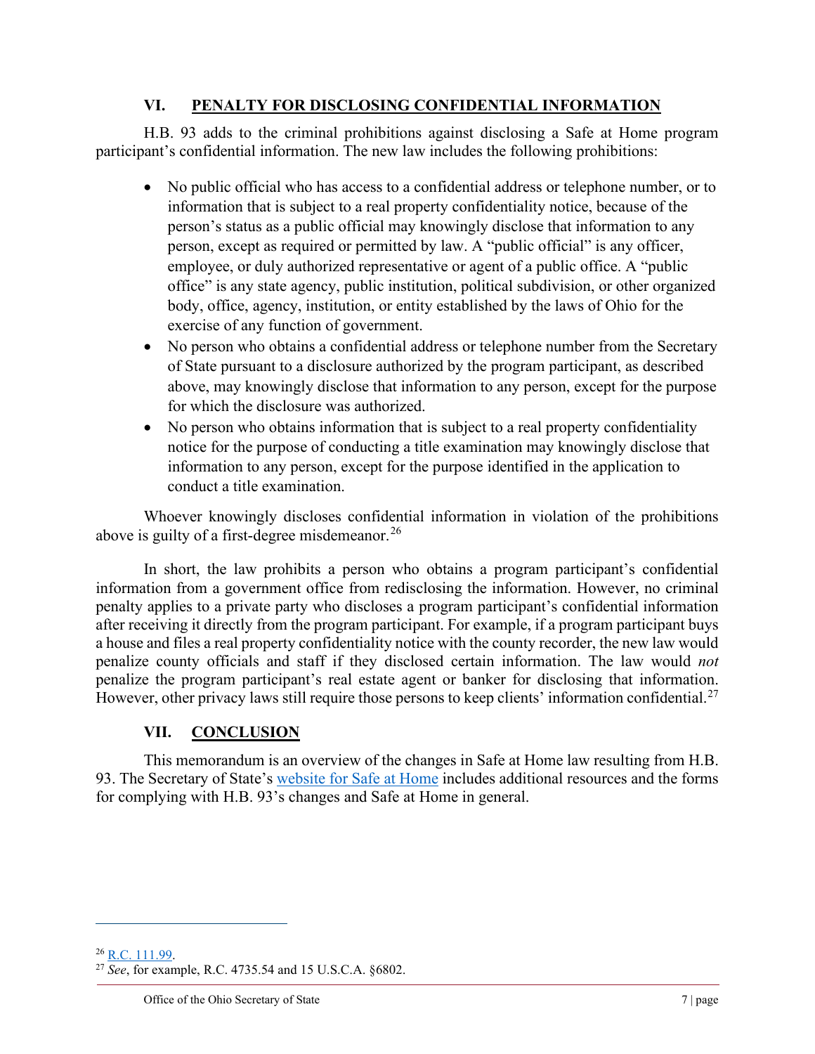## VI. PENALTY FOR DISCLOSING CONFIDENTIAL INFORMATION

H.B. 93 adds to the criminal prohibitions against disclosing a Safe at Home program participant's confidential information. The new law includes the following prohibitions:

- No public official who has access to a confidential address or telephone number, or to information that is subject to a real property confidentiality notice, because of the person's status as a public official may knowingly disclose that information to any person, except as required or permitted by law. A "public official" is any officer, employee, or duly authorized representative or agent of a public office. A "public office" is any state agency, public institution, political subdivision, or other organized body, office, agency, institution, or entity established by the laws of Ohio for the exercise of any function of government.
- No person who obtains a confidential address or telephone number from the Secretary of State pursuant to a disclosure authorized by the program participant, as described above, may knowingly disclose that information to any person, except for the purpose for which the disclosure was authorized.
- No person who obtains information that is subject to a real property confidentiality notice for the purpose of conducting a title examination may knowingly disclose that information to any person, except for the purpose identified in the application to conduct a title examination.

Whoever knowingly discloses confidential information in violation of the prohibitions above is guilty of a first-degree misdemeanor.[26]

In short, the law prohibits a person who obtains a program participant's confidential information from a government office from redisclosing the information. However, no criminal penalty applies to a private party who discloses a program participant's confidential information after receiving it directly from the program participant. For example, if a program participant buys a house and files a real property confidentiality notice with the county recorder, the new law would penalize county officials and staff if they disclosed certain information. The law would *not* penalize the program participant's real estate agent or banker for disclosing that information. However, other privacy laws still require those persons to keep clients' information confidential.[27]

## VII. CONCLUSION

This memorandum is an overview of the changes in Safe at Home law resulting from H.B. 93. The Secretary of State's website for Safe at Home includes additional resources and the forms for complying with H.B. 93's changes and Safe at Home in general.

---

[26] R.C. 111.99.

[27] *See*, for example, R.C. 4735.54 and 15 U.S.C.A. §6802.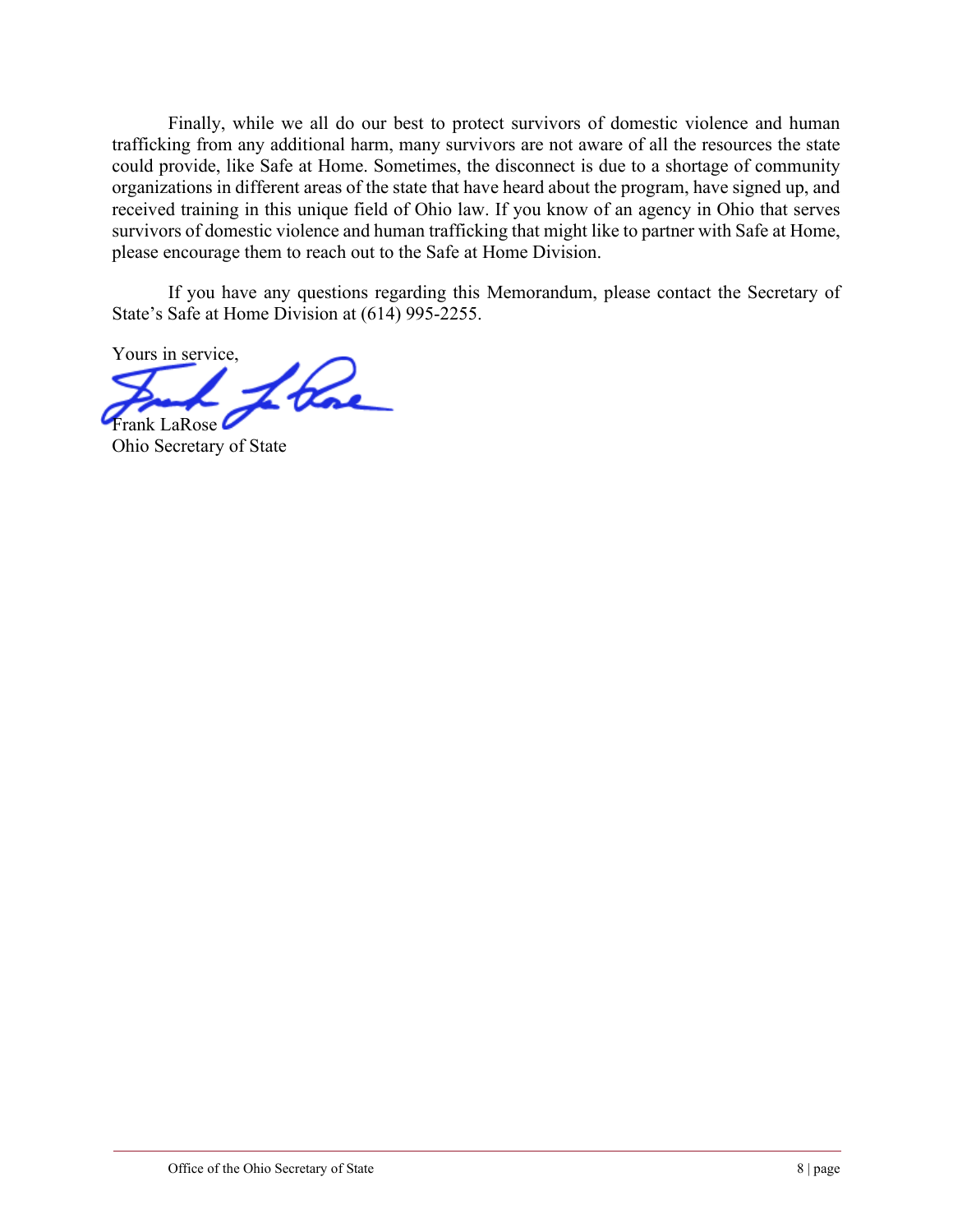Finally, while we all do our best to protect survivors of domestic violence and human trafficking from any additional harm, many survivors are not aware of all the resources the state could provide, like Safe at Home. Sometimes, the disconnect is due to a shortage of community organizations in different areas of the state that have heard about the program, have signed up, and received training in this unique field of Ohio law. If you know of an agency in Ohio that serves survivors of domestic violence and human trafficking that might like to partner with Safe at Home, please encourage them to reach out to the Safe at Home Division.

If you have any questions regarding this Memorandum, please contact the Secretary of State's Safe at Home Division at (614) 995-2255.

Yours in service,

Frank LaRose
Ohio Secretary of State